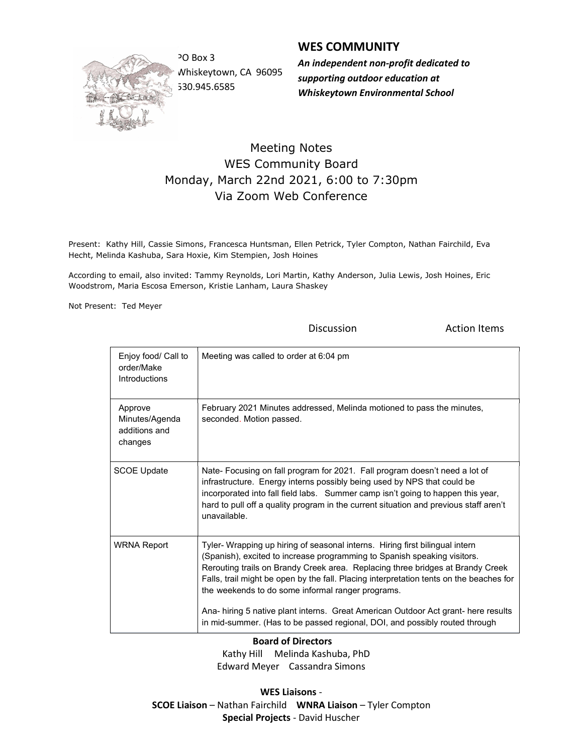PO Box 3
Whiskeytown, CA 96095
530.945.6585

**WES COMMUNITY**

***An independent non-profit dedicated to supporting outdoor education at Whiskeytown Environmental School***

# Meeting Notes
## WES Community Board
## Monday, March 22nd 2021, 6:00 to 7:30pm
## Via Zoom Web Conference

Present: Kathy Hill, Cassie Simons, Francesca Huntsman, Ellen Petrick, Tyler Compton, Nathan Fairchild, Eva Hecht, Melinda Kashuba, Sara Hoxie, Kim Stempien, Josh Hoines

According to email, also invited: Tammy Reynolds, Lori Martin, Kathy Anderson, Julia Lewis, Josh Hoines, Eric Woodstrom, Maria Escosa Emerson, Kristie Lanham, Laura Shaskey

Not Present: Ted Meyer

| | Discussion / Action Items |
|---|---|
| Enjoy food/ Call to order/Make Introductions | Meeting was called to order at 6:04 pm |
| Approve Minutes/Agenda additions and changes | February 2021 Minutes addressed, Melinda motioned to pass the minutes, seconded. Motion passed. |
| SCOE Update | Nate- Focusing on fall program for 2021. Fall program doesn't need a lot of infrastructure. Energy interns possibly being used by NPS that could be incorporated into fall field labs. Summer camp isn't going to happen this year, hard to pull off a quality program in the current situation and previous staff aren't unavailable. |
| WRNA Report | Tyler- Wrapping up hiring of seasonal interns. Hiring first bilingual intern (Spanish), excited to increase programming to Spanish speaking visitors. Rerouting trails on Brandy Creek area. Replacing three bridges at Brandy Creek Falls, trail might be open by the fall. Placing interpretation tents on the beaches for the weekends to do some informal ranger programs.<br><br>Ana- hiring 5 native plant interns. Great American Outdoor Act grant- here results in mid-summer. (Has to be passed regional, DOI, and possibly routed through |

**Board of Directors**
Kathy Hill Melinda Kashuba, PhD
Edward Meyer Cassandra Simons

**WES Liaisons** -
**SCOE Liaison** – Nathan Fairchild **WNRA Liaison** – Tyler Compton
**Special Projects** - David Huscher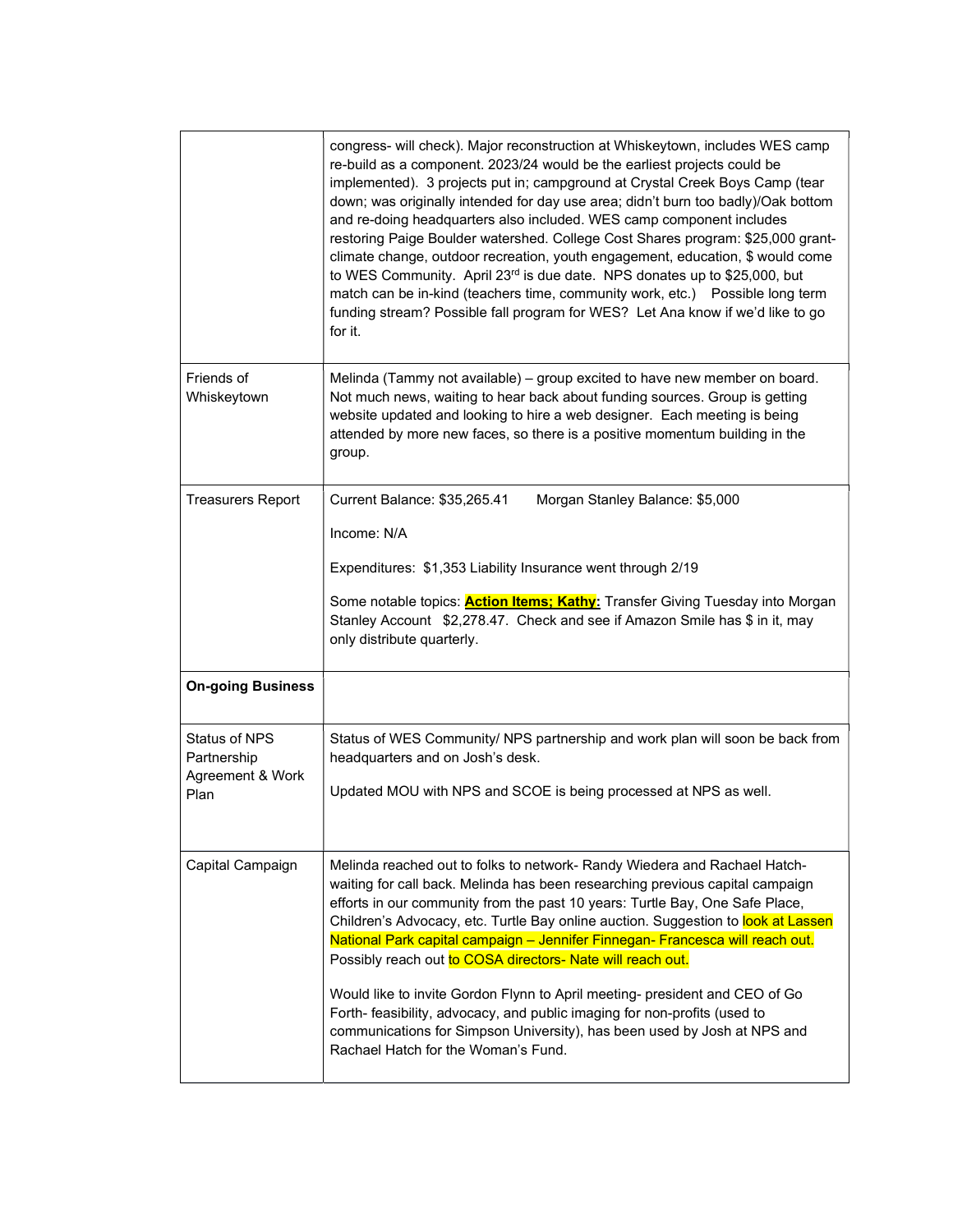| | |
|---|---|
| | congress- will check). Major reconstruction at Whiskeytown, includes WES camp re-build as a component. 2023/24 would be the earliest projects could be implemented). 3 projects put in; campground at Crystal Creek Boys Camp (tear down; was originally intended for day use area; didn't burn too badly)/Oak bottom and re-doing headquarters also included. WES camp component includes restoring Paige Boulder watershed. College Cost Shares program: $25,000 grant- climate change, outdoor recreation, youth engagement, education, $ would come to WES Community. April 23rd is due date. NPS donates up to $25,000, but match can be in-kind (teachers time, community work, etc.) Possible long term funding stream? Possible fall program for WES? Let Ana know if we'd like to go for it. |
| Friends of Whiskeytown | Melinda (Tammy not available) – group excited to have new member on board. Not much news, waiting to hear back about funding sources. Group is getting website updated and looking to hire a web designer. Each meeting is being attended by more new faces, so there is a positive momentum building in the group. |
| Treasurers Report | Current Balance: $35,265.41 Morgan Stanley Balance: $5,000<br><br>Income: N/A<br><br>Expenditures: $1,353 Liability Insurance went through 2/19<br><br>Some notable topics: **Action Items; Kathy:** Transfer Giving Tuesday into Morgan Stanley Account $2,278.47. Check and see if Amazon Smile has $ in it, may only distribute quarterly. |
| **On-going Business** | |
| Status of NPS Partnership Agreement & Work Plan | Status of WES Community/ NPS partnership and work plan will soon be back from headquarters and on Josh's desk.<br><br>Updated MOU with NPS and SCOE is being processed at NPS as well. |
| Capital Campaign | Melinda reached out to folks to network- Randy Wiedera and Rachael Hatch- waiting for call back. Melinda has been researching previous capital campaign efforts in our community from the past 10 years: Turtle Bay, One Safe Place, Children's Advocacy, etc. Turtle Bay online auction. Suggestion to look at Lassen National Park capital campaign – Jennifer Finnegan- Francesca will reach out. Possibly reach out to COSA directors- Nate will reach out.<br><br>Would like to invite Gordon Flynn to April meeting- president and CEO of Go Forth- feasibility, advocacy, and public imaging for non-profits (used to communications for Simpson University), has been used by Josh at NPS and Rachael Hatch for the Woman's Fund. |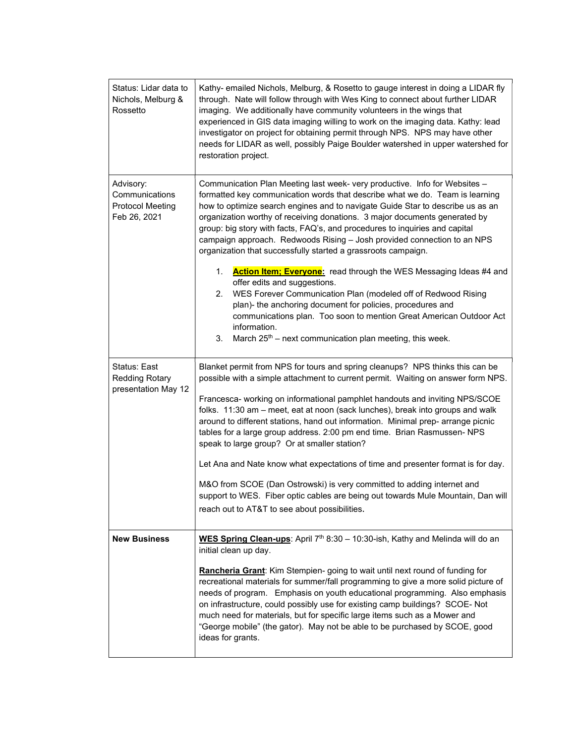| | |
|---|---|
| Status: Lidar data to Nichols, Melburg & Rossetto | Kathy- emailed Nichols, Melburg, & Rosetto to gauge interest in doing a LIDAR fly through. Nate will follow through with Wes King to connect about further LIDAR imaging. We additionally have community volunteers in the wings that experienced in GIS data imaging willing to work on the imaging data. Kathy: lead investigator on project for obtaining permit through NPS. NPS may have other needs for LIDAR as well, possibly Paige Boulder watershed in upper watershed for restoration project. |
| Advisory: Communications Protocol Meeting Feb 26, 2021 | Communication Plan Meeting last week- very productive. Info for Websites – formatted key communication words that describe what we do. Team is learning how to optimize search engines and to navigate Guide Star to describe us as an organization worthy of receiving donations. 3 major documents generated by group: big story with facts, FAQ's, and procedures to inquiries and capital campaign approach. Redwoods Rising – Josh provided connection to an NPS organization that successfully started a grassroots campaign.<br><br>1. **Action Item; Everyone:** read through the WES Messaging Ideas #4 and offer edits and suggestions.<br>2. WES Forever Communication Plan (modeled off of Redwood Rising plan)- the anchoring document for policies, procedures and communications plan. Too soon to mention Great American Outdoor Act information.<br>3. March 25th – next communication plan meeting, this week. |
| Status: East Redding Rotary presentation May 12 | Blanket permit from NPS for tours and spring cleanups? NPS thinks this can be possible with a simple attachment to current permit. Waiting on answer form NPS.<br><br>Francesca- working on informational pamphlet handouts and inviting NPS/SCOE folks. 11:30 am – meet, eat at noon (sack lunches), break into groups and walk around to different stations, hand out information. Minimal prep- arrange picnic tables for a large group address. 2:00 pm end time. Brian Rasmussen- NPS speak to large group? Or at smaller station?<br><br>Let Ana and Nate know what expectations of time and presenter format is for day.<br><br>M&O from SCOE (Dan Ostrowski) is very committed to adding internet and support to WES. Fiber optic cables are being out towards Mule Mountain, Dan will reach out to AT&T to see about possibilities. |
| **New Business** | **WES Spring Clean-ups**: April 7th 8:30 – 10:30-ish, Kathy and Melinda will do an initial clean up day.<br><br>**Rancheria Grant**: Kim Stempien- going to wait until next round of funding for recreational materials for summer/fall programming to give a more solid picture of needs of program. Emphasis on youth educational programming. Also emphasis on infrastructure, could possibly use for existing camp buildings? SCOE- Not much need for materials, but for specific large items such as a Mower and "George mobile" (the gator). May not be able to be purchased by SCOE, good ideas for grants. |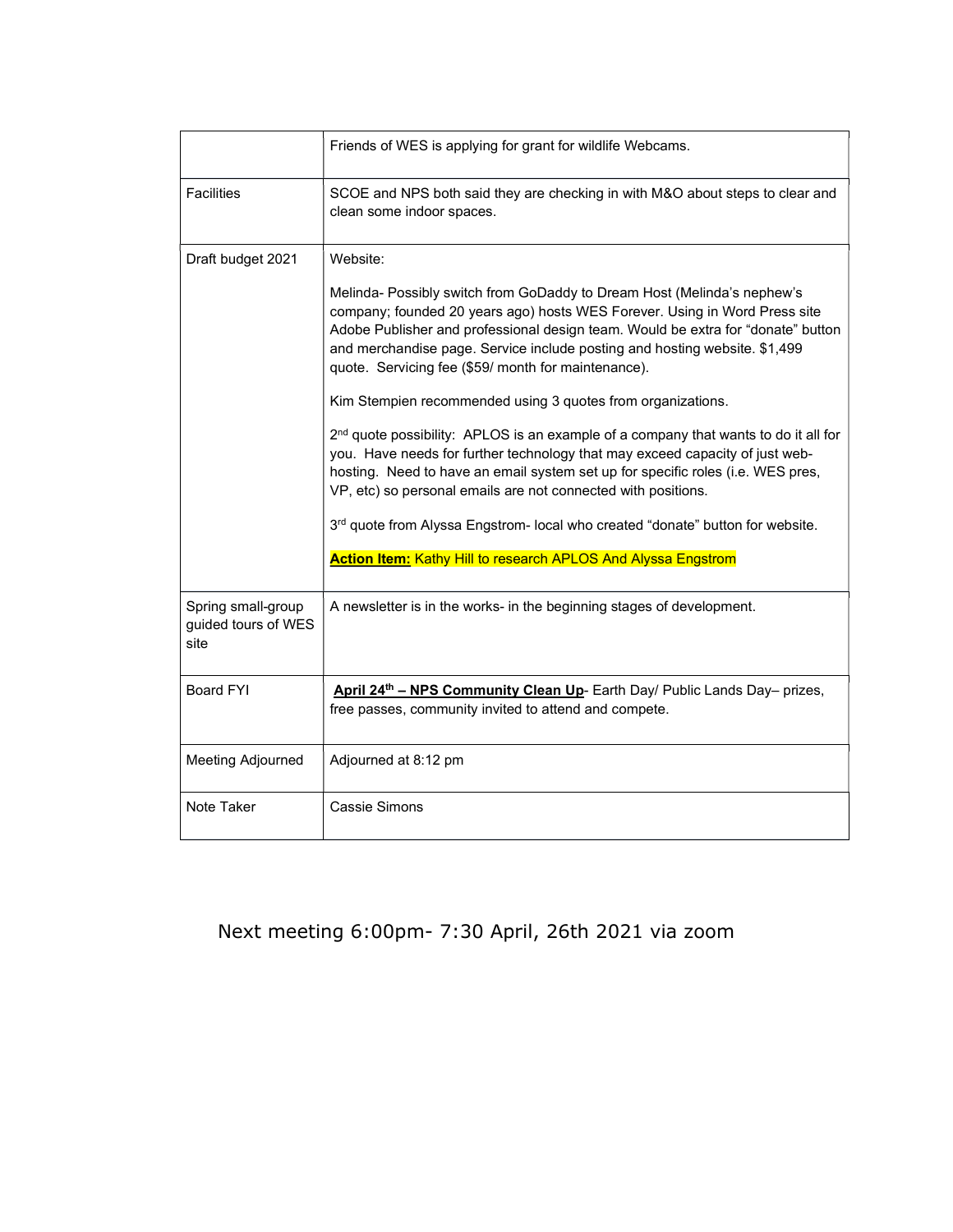| | |
|---|---|
| | Friends of WES is applying for grant for wildlife Webcams. |
| Facilities | SCOE and NPS both said they are checking in with M&O about steps to clear and clean some indoor spaces. |
| Draft budget 2021 | Website:<br><br>Melinda- Possibly switch from GoDaddy to Dream Host (Melinda's nephew's company; founded 20 years ago) hosts WES Forever. Using in Word Press site Adobe Publisher and professional design team. Would be extra for "donate" button and merchandise page. Service include posting and hosting website. $1,499 quote. Servicing fee ($59/ month for maintenance).<br><br>Kim Stempien recommended using 3 quotes from organizations.<br><br>2nd quote possibility: APLOS is an example of a company that wants to do it all for you. Have needs for further technology that may exceed capacity of just web-hosting. Need to have an email system set up for specific roles (i.e. WES pres, VP, etc) so personal emails are not connected with positions.<br><br>3rd quote from Alyssa Engstrom- local who created "donate" button for website.<br><br>**Action Item:** Kathy Hill to research APLOS And Alyssa Engstrom |
| Spring small-group guided tours of WES site | A newsletter is in the works- in the beginning stages of development. |
| Board FYI | **April 24th – NPS Community Clean Up**- Earth Day/ Public Lands Day– prizes, free passes, community invited to attend and compete. |
| Meeting Adjourned | Adjourned at 8:12 pm |
| Note Taker | Cassie Simons |

Next meeting 6:00pm- 7:30 April, 26th 2021 via zoom